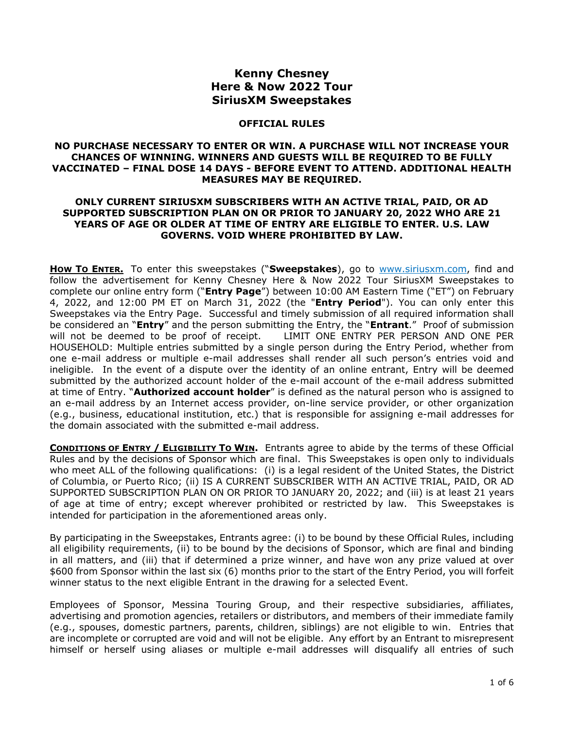# Kenny Chesney
# Here & Now 2022 Tour
# SiriusXM Sweepstakes

## OFFICIAL RULES

**NO PURCHASE NECESSARY TO ENTER OR WIN. A PURCHASE WILL NOT INCREASE YOUR CHANCES OF WINNING. WINNERS AND GUESTS WILL BE REQUIRED TO BE FULLY VACCINATED – FINAL DOSE 14 DAYS - BEFORE EVENT TO ATTEND. ADDITIONAL HEALTH MEASURES MAY BE REQUIRED.**

**ONLY CURRENT SIRIUSXM SUBSCRIBERS WITH AN ACTIVE TRIAL, PAID, OR AD SUPPORTED SUBSCRIPTION PLAN ON OR PRIOR TO JANUARY 20, 2022 WHO ARE 21 YEARS OF AGE OR OLDER AT TIME OF ENTRY ARE ELIGIBLE TO ENTER. U.S. LAW GOVERNS. VOID WHERE PROHIBITED BY LAW.**

**HOW TO ENTER.** To enter this sweepstakes ("**Sweepstakes**"), go to www.siriusxm.com, find and follow the advertisement for Kenny Chesney Here & Now 2022 Tour SiriusXM Sweepstakes to complete our online entry form ("**Entry Page**") between 10:00 AM Eastern Time ("ET") on February 4, 2022, and 12:00 PM ET on March 31, 2022 (the "**Entry Period**"). You can only enter this Sweepstakes via the Entry Page. Successful and timely submission of all required information shall be considered an "**Entry**" and the person submitting the Entry, the "**Entrant**." Proof of submission will not be deemed to be proof of receipt. LIMIT ONE ENTRY PER PERSON AND ONE PER HOUSEHOLD: Multiple entries submitted by a single person during the Entry Period, whether from one e-mail address or multiple e-mail addresses shall render all such person's entries void and ineligible. In the event of a dispute over the identity of an online entrant, Entry will be deemed submitted by the authorized account holder of the e-mail account of the e-mail address submitted at time of Entry. "**Authorized account holder**" is defined as the natural person who is assigned to an e-mail address by an Internet access provider, on-line service provider, or other organization (e.g., business, educational institution, etc.) that is responsible for assigning e-mail addresses for the domain associated with the submitted e-mail address.

**CONDITIONS OF ENTRY / ELIGIBILITY TO WIN.** Entrants agree to abide by the terms of these Official Rules and by the decisions of Sponsor which are final. This Sweepstakes is open only to individuals who meet ALL of the following qualifications: (i) is a legal resident of the United States, the District of Columbia, or Puerto Rico; (ii) IS A CURRENT SUBSCRIBER WITH AN ACTIVE TRIAL, PAID, OR AD SUPPORTED SUBSCRIPTION PLAN ON OR PRIOR TO JANUARY 20, 2022; and (iii) is at least 21 years of age at time of entry; except wherever prohibited or restricted by law. This Sweepstakes is intended for participation in the aforementioned areas only.

By participating in the Sweepstakes, Entrants agree: (i) to be bound by these Official Rules, including all eligibility requirements, (ii) to be bound by the decisions of Sponsor, which are final and binding in all matters, and (iii) that if determined a prize winner, and have won any prize valued at over $600 from Sponsor within the last six (6) months prior to the start of the Entry Period, you will forfeit winner status to the next eligible Entrant in the drawing for a selected Event.

Employees of Sponsor, Messina Touring Group, and their respective subsidiaries, affiliates, advertising and promotion agencies, retailers or distributors, and members of their immediate family (e.g., spouses, domestic partners, parents, children, siblings) are not eligible to win. Entries that are incomplete or corrupted are void and will not be eligible. Any effort by an Entrant to misrepresent himself or herself using aliases or multiple e-mail addresses will disqualify all entries of such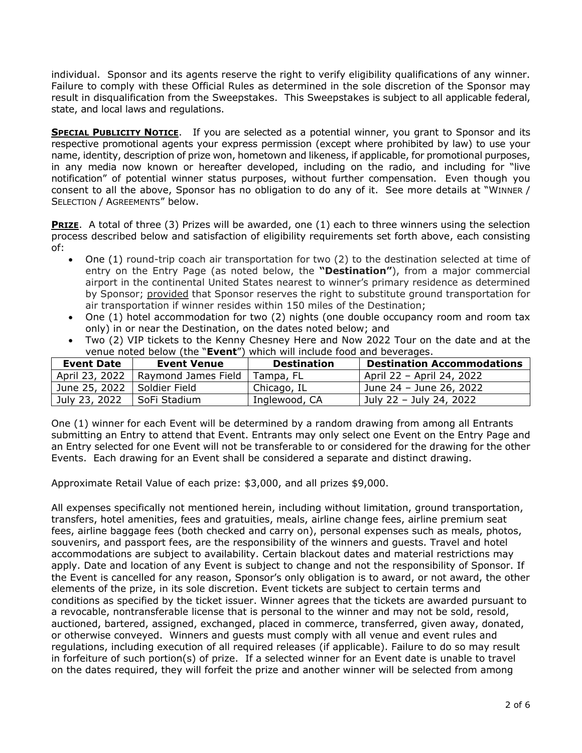individual. Sponsor and its agents reserve the right to verify eligibility qualifications of any winner. Failure to comply with these Official Rules as determined in the sole discretion of the Sponsor may result in disqualification from the Sweepstakes. This Sweepstakes is subject to all applicable federal, state, and local laws and regulations.

**SPECIAL PUBLICITY NOTICE**. If you are selected as a potential winner, you grant to Sponsor and its respective promotional agents your express permission (except where prohibited by law) to use your name, identity, description of prize won, hometown and likeness, if applicable, for promotional purposes, in any media now known or hereafter developed, including on the radio, and including for "live notification" of potential winner status purposes, without further compensation. Even though you consent to all the above, Sponsor has no obligation to do any of it. See more details at "WINNER / SELECTION / AGREEMENTS" below.

**PRIZE**. A total of three (3) Prizes will be awarded, one (1) each to three winners using the selection process described below and satisfaction of eligibility requirements set forth above, each consisting of:

- One (1) round-trip coach air transportation for two (2) to the destination selected at time of entry on the Entry Page (as noted below, the **"Destination"**), from a major commercial airport in the continental United States nearest to winner's primary residence as determined by Sponsor; provided that Sponsor reserves the right to substitute ground transportation for air transportation if winner resides within 150 miles of the Destination;
- One (1) hotel accommodation for two (2) nights (one double occupancy room and room tax only) in or near the Destination, on the dates noted below; and
- Two (2) VIP tickets to the Kenny Chesney Here and Now 2022 Tour on the date and at the venue noted below (the "**Event**") which will include food and beverages.

| Event Date | Event Venue | Destination | Destination Accommodations |
|---|---|---|---|
| April 23, 2022 | Raymond James Field | Tampa, FL | April 22 – April 24, 2022 |
| June 25, 2022 | Soldier Field | Chicago, IL | June 24 – June 26, 2022 |
| July 23, 2022 | SoFi Stadium | Inglewood, CA | July 22 – July 24, 2022 |

One (1) winner for each Event will be determined by a random drawing from among all Entrants submitting an Entry to attend that Event. Entrants may only select one Event on the Entry Page and an Entry selected for one Event will not be transferable to or considered for the drawing for the other Events. Each drawing for an Event shall be considered a separate and distinct drawing.

Approximate Retail Value of each prize: $3,000, and all prizes $9,000.

All expenses specifically not mentioned herein, including without limitation, ground transportation, transfers, hotel amenities, fees and gratuities, meals, airline change fees, airline premium seat fees, airline baggage fees (both checked and carry on), personal expenses such as meals, photos, souvenirs, and passport fees, are the responsibility of the winners and guests. Travel and hotel accommodations are subject to availability. Certain blackout dates and material restrictions may apply. Date and location of any Event is subject to change and not the responsibility of Sponsor. If the Event is cancelled for any reason, Sponsor's only obligation is to award, or not award, the other elements of the prize, in its sole discretion. Event tickets are subject to certain terms and conditions as specified by the ticket issuer. Winner agrees that the tickets are awarded pursuant to a revocable, nontransferable license that is personal to the winner and may not be sold, resold, auctioned, bartered, assigned, exchanged, placed in commerce, transferred, given away, donated, or otherwise conveyed. Winners and guests must comply with all venue and event rules and regulations, including execution of all required releases (if applicable). Failure to do so may result in forfeiture of such portion(s) of prize. If a selected winner for an Event date is unable to travel on the dates required, they will forfeit the prize and another winner will be selected from among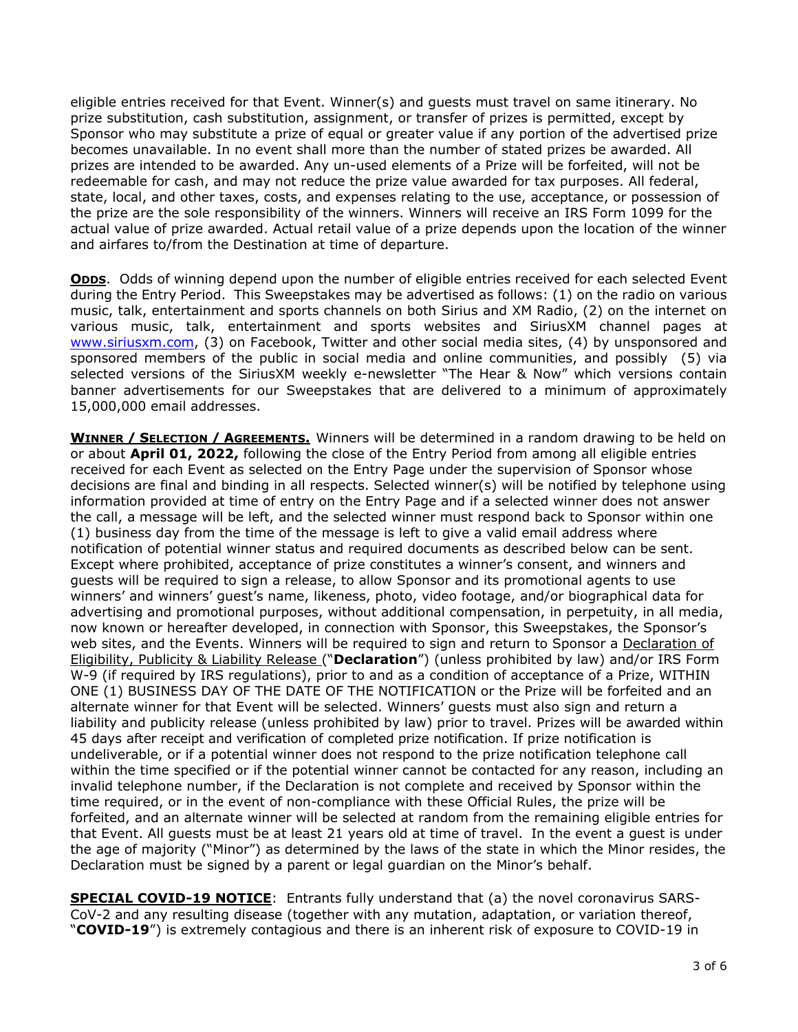eligible entries received for that Event. Winner(s) and guests must travel on same itinerary. No prize substitution, cash substitution, assignment, or transfer of prizes is permitted, except by Sponsor who may substitute a prize of equal or greater value if any portion of the advertised prize becomes unavailable. In no event shall more than the number of stated prizes be awarded. All prizes are intended to be awarded. Any un-used elements of a Prize will be forfeited, will not be redeemable for cash, and may not reduce the prize value awarded for tax purposes. All federal, state, local, and other taxes, costs, and expenses relating to the use, acceptance, or possession of the prize are the sole responsibility of the winners. Winners will receive an IRS Form 1099 for the actual value of prize awarded. Actual retail value of a prize depends upon the location of the winner and airfares to/from the Destination at time of departure.

**ODDS**. Odds of winning depend upon the number of eligible entries received for each selected Event during the Entry Period. This Sweepstakes may be advertised as follows: (1) on the radio on various music, talk, entertainment and sports channels on both Sirius and XM Radio, (2) on the internet on various music, talk, entertainment and sports websites and SiriusXM channel pages at www.siriusxm.com, (3) on Facebook, Twitter and other social media sites, (4) by unsponsored and sponsored members of the public in social media and online communities, and possibly (5) via selected versions of the SiriusXM weekly e-newsletter "The Hear & Now" which versions contain banner advertisements for our Sweepstakes that are delivered to a minimum of approximately 15,000,000 email addresses.

**WINNER / SELECTION / AGREEMENTS.** Winners will be determined in a random drawing to be held on or about **April 01, 2022,** following the close of the Entry Period from among all eligible entries received for each Event as selected on the Entry Page under the supervision of Sponsor whose decisions are final and binding in all respects. Selected winner(s) will be notified by telephone using information provided at time of entry on the Entry Page and if a selected winner does not answer the call, a message will be left, and the selected winner must respond back to Sponsor within one (1) business day from the time of the message is left to give a valid email address where notification of potential winner status and required documents as described below can be sent. Except where prohibited, acceptance of prize constitutes a winner's consent, and winners and guests will be required to sign a release, to allow Sponsor and its promotional agents to use winners' and winners' guest's name, likeness, photo, video footage, and/or biographical data for advertising and promotional purposes, without additional compensation, in perpetuity, in all media, now known or hereafter developed, in connection with Sponsor, this Sweepstakes, the Sponsor's web sites, and the Events. Winners will be required to sign and return to Sponsor a Declaration of Eligibility, Publicity & Liability Release ("**Declaration**") (unless prohibited by law) and/or IRS Form W-9 (if required by IRS regulations), prior to and as a condition of acceptance of a Prize, WITHIN ONE (1) BUSINESS DAY OF THE DATE OF THE NOTIFICATION or the Prize will be forfeited and an alternate winner for that Event will be selected. Winners' guests must also sign and return a liability and publicity release (unless prohibited by law) prior to travel. Prizes will be awarded within 45 days after receipt and verification of completed prize notification. If prize notification is undeliverable, or if a potential winner does not respond to the prize notification telephone call within the time specified or if the potential winner cannot be contacted for any reason, including an invalid telephone number, if the Declaration is not complete and received by Sponsor within the time required, or in the event of non-compliance with these Official Rules, the prize will be forfeited, and an alternate winner will be selected at random from the remaining eligible entries for that Event. All guests must be at least 21 years old at time of travel. In the event a guest is under the age of majority ("Minor") as determined by the laws of the state in which the Minor resides, the Declaration must be signed by a parent or legal guardian on the Minor's behalf.

**SPECIAL COVID-19 NOTICE**: Entrants fully understand that (a) the novel coronavirus SARS-CoV-2 and any resulting disease (together with any mutation, adaptation, or variation thereof, "**COVID-19**") is extremely contagious and there is an inherent risk of exposure to COVID-19 in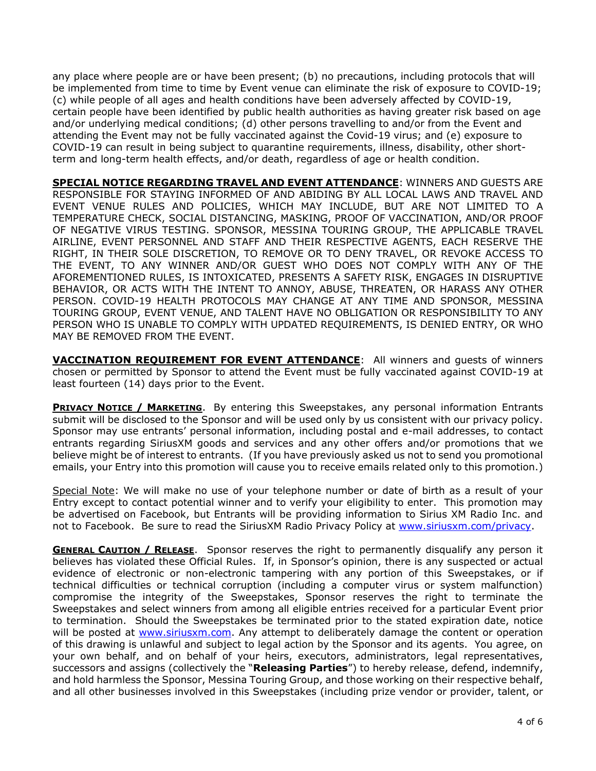any place where people are or have been present; (b) no precautions, including protocols that will be implemented from time to time by Event venue can eliminate the risk of exposure to COVID-19; (c) while people of all ages and health conditions have been adversely affected by COVID-19, certain people have been identified by public health authorities as having greater risk based on age and/or underlying medical conditions; (d) other persons travelling to and/or from the Event and attending the Event may not be fully vaccinated against the Covid-19 virus; and (e) exposure to COVID-19 can result in being subject to quarantine requirements, illness, disability, other short-term and long-term health effects, and/or death, regardless of age or health condition.

**SPECIAL NOTICE REGARDING TRAVEL AND EVENT ATTENDANCE**: WINNERS AND GUESTS ARE RESPONSIBLE FOR STAYING INFORMED OF AND ABIDING BY ALL LOCAL LAWS AND TRAVEL AND EVENT VENUE RULES AND POLICIES, WHICH MAY INCLUDE, BUT ARE NOT LIMITED TO A TEMPERATURE CHECK, SOCIAL DISTANCING, MASKING, PROOF OF VACCINATION, AND/OR PROOF OF NEGATIVE VIRUS TESTING. SPONSOR, MESSINA TOURING GROUP, THE APPLICABLE TRAVEL AIRLINE, EVENT PERSONNEL AND STAFF AND THEIR RESPECTIVE AGENTS, EACH RESERVE THE RIGHT, IN THEIR SOLE DISCRETION, TO REMOVE OR TO DENY TRAVEL, OR REVOKE ACCESS TO THE EVENT, TO ANY WINNER AND/OR GUEST WHO DOES NOT COMPLY WITH ANY OF THE AFOREMENTIONED RULES, IS INTOXICATED, PRESENTS A SAFETY RISK, ENGAGES IN DISRUPTIVE BEHAVIOR, OR ACTS WITH THE INTENT TO ANNOY, ABUSE, THREATEN, OR HARASS ANY OTHER PERSON. COVID-19 HEALTH PROTOCOLS MAY CHANGE AT ANY TIME AND SPONSOR, MESSINA TOURING GROUP, EVENT VENUE, AND TALENT HAVE NO OBLIGATION OR RESPONSIBILITY TO ANY PERSON WHO IS UNABLE TO COMPLY WITH UPDATED REQUIREMENTS, IS DENIED ENTRY, OR WHO MAY BE REMOVED FROM THE EVENT.

**VACCINATION REQUIREMENT FOR EVENT ATTENDANCE**: All winners and guests of winners chosen or permitted by Sponsor to attend the Event must be fully vaccinated against COVID-19 at least fourteen (14) days prior to the Event.

**PRIVACY NOTICE / MARKETING**. By entering this Sweepstakes, any personal information Entrants submit will be disclosed to the Sponsor and will be used only by us consistent with our privacy policy. Sponsor may use entrants' personal information, including postal and e-mail addresses, to contact entrants regarding SiriusXM goods and services and any other offers and/or promotions that we believe might be of interest to entrants. (If you have previously asked us not to send you promotional emails, your Entry into this promotion will cause you to receive emails related only to this promotion.)

Special Note: We will make no use of your telephone number or date of birth as a result of your Entry except to contact potential winner and to verify your eligibility to enter. This promotion may be advertised on Facebook, but Entrants will be providing information to Sirius XM Radio Inc. and not to Facebook. Be sure to read the SiriusXM Radio Privacy Policy at www.siriusxm.com/privacy.

**GENERAL CAUTION / RELEASE**. Sponsor reserves the right to permanently disqualify any person it believes has violated these Official Rules. If, in Sponsor's opinion, there is any suspected or actual evidence of electronic or non-electronic tampering with any portion of this Sweepstakes, or if technical difficulties or technical corruption (including a computer virus or system malfunction) compromise the integrity of the Sweepstakes, Sponsor reserves the right to terminate the Sweepstakes and select winners from among all eligible entries received for a particular Event prior to termination. Should the Sweepstakes be terminated prior to the stated expiration date, notice will be posted at www.siriusxm.com. Any attempt to deliberately damage the content or operation of this drawing is unlawful and subject to legal action by the Sponsor and its agents. You agree, on your own behalf, and on behalf of your heirs, executors, administrators, legal representatives, successors and assigns (collectively the "**Releasing Parties**") to hereby release, defend, indemnify, and hold harmless the Sponsor, Messina Touring Group, and those working on their respective behalf, and all other businesses involved in this Sweepstakes (including prize vendor or provider, talent, or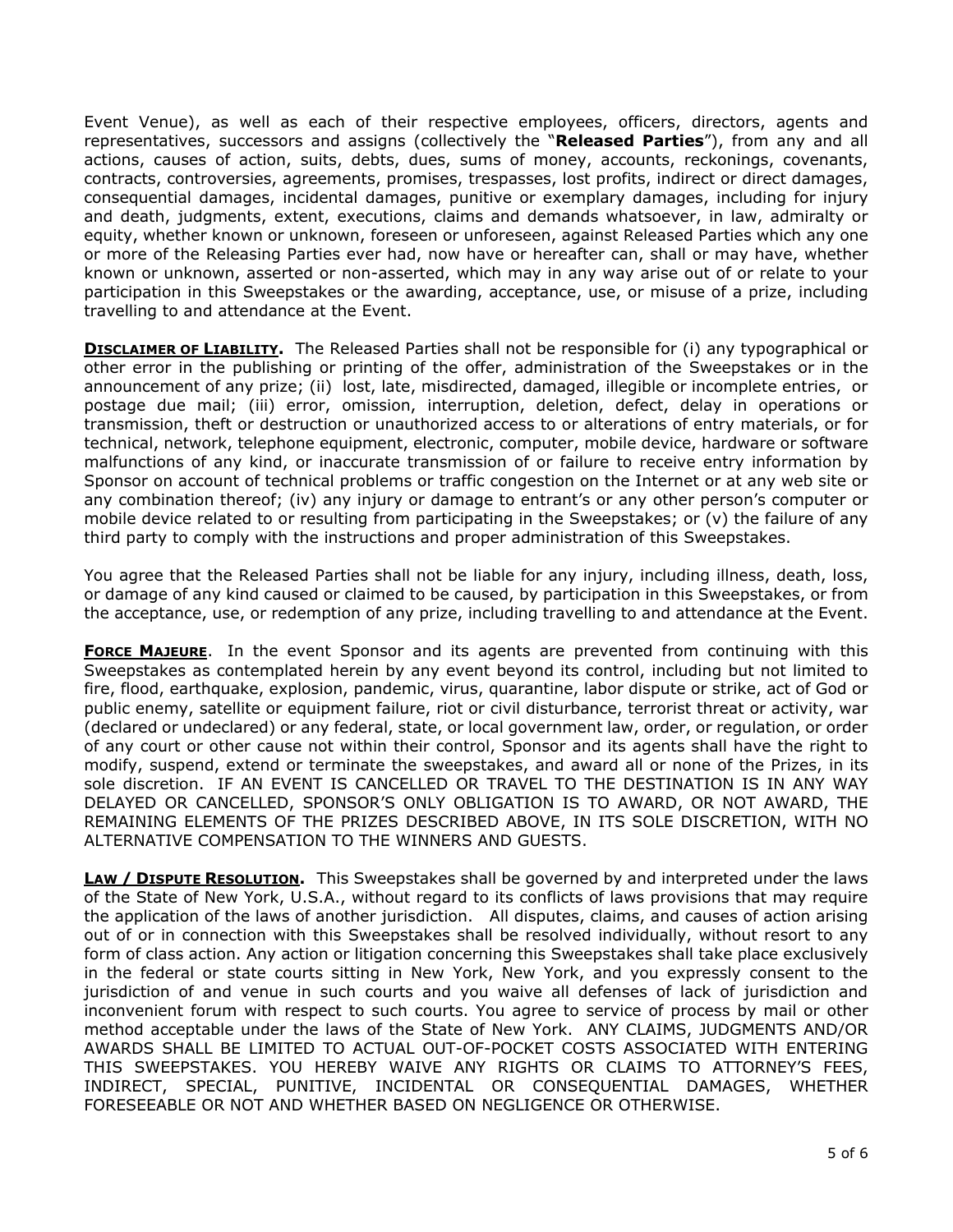Event Venue), as well as each of their respective employees, officers, directors, agents and representatives, successors and assigns (collectively the "**Released Parties**"), from any and all actions, causes of action, suits, debts, dues, sums of money, accounts, reckonings, covenants, contracts, controversies, agreements, promises, trespasses, lost profits, indirect or direct damages, consequential damages, incidental damages, punitive or exemplary damages, including for injury and death, judgments, extent, executions, claims and demands whatsoever, in law, admiralty or equity, whether known or unknown, foreseen or unforeseen, against Released Parties which any one or more of the Releasing Parties ever had, now have or hereafter can, shall or may have, whether known or unknown, asserted or non-asserted, which may in any way arise out of or relate to your participation in this Sweepstakes or the awarding, acceptance, use, or misuse of a prize, including travelling to and attendance at the Event.

**DISCLAIMER OF LIABILITY.** The Released Parties shall not be responsible for (i) any typographical or other error in the publishing or printing of the offer, administration of the Sweepstakes or in the announcement of any prize; (ii) lost, late, misdirected, damaged, illegible or incomplete entries, or postage due mail; (iii) error, omission, interruption, deletion, defect, delay in operations or transmission, theft or destruction or unauthorized access to or alterations of entry materials, or for technical, network, telephone equipment, electronic, computer, mobile device, hardware or software malfunctions of any kind, or inaccurate transmission of or failure to receive entry information by Sponsor on account of technical problems or traffic congestion on the Internet or at any web site or any combination thereof; (iv) any injury or damage to entrant's or any other person's computer or mobile device related to or resulting from participating in the Sweepstakes; or (v) the failure of any third party to comply with the instructions and proper administration of this Sweepstakes.

You agree that the Released Parties shall not be liable for any injury, including illness, death, loss, or damage of any kind caused or claimed to be caused, by participation in this Sweepstakes, or from the acceptance, use, or redemption of any prize, including travelling to and attendance at the Event.

**FORCE MAJEURE.** In the event Sponsor and its agents are prevented from continuing with this Sweepstakes as contemplated herein by any event beyond its control, including but not limited to fire, flood, earthquake, explosion, pandemic, virus, quarantine, labor dispute or strike, act of God or public enemy, satellite or equipment failure, riot or civil disturbance, terrorist threat or activity, war (declared or undeclared) or any federal, state, or local government law, order, or regulation, or order of any court or other cause not within their control, Sponsor and its agents shall have the right to modify, suspend, extend or terminate the sweepstakes, and award all or none of the Prizes, in its sole discretion. IF AN EVENT IS CANCELLED OR TRAVEL TO THE DESTINATION IS IN ANY WAY DELAYED OR CANCELLED, SPONSOR'S ONLY OBLIGATION IS TO AWARD, OR NOT AWARD, THE REMAINING ELEMENTS OF THE PRIZES DESCRIBED ABOVE, IN ITS SOLE DISCRETION, WITH NO ALTERNATIVE COMPENSATION TO THE WINNERS AND GUESTS.

**LAW / DISPUTE RESOLUTION.** This Sweepstakes shall be governed by and interpreted under the laws of the State of New York, U.S.A., without regard to its conflicts of laws provisions that may require the application of the laws of another jurisdiction. All disputes, claims, and causes of action arising out of or in connection with this Sweepstakes shall be resolved individually, without resort to any form of class action. Any action or litigation concerning this Sweepstakes shall take place exclusively in the federal or state courts sitting in New York, New York, and you expressly consent to the jurisdiction of and venue in such courts and you waive all defenses of lack of jurisdiction and inconvenient forum with respect to such courts. You agree to service of process by mail or other method acceptable under the laws of the State of New York. ANY CLAIMS, JUDGMENTS AND/OR AWARDS SHALL BE LIMITED TO ACTUAL OUT-OF-POCKET COSTS ASSOCIATED WITH ENTERING THIS SWEEPSTAKES. YOU HEREBY WAIVE ANY RIGHTS OR CLAIMS TO ATTORNEY'S FEES, INDIRECT, SPECIAL, PUNITIVE, INCIDENTAL OR CONSEQUENTIAL DAMAGES, WHETHER FORESEEABLE OR NOT AND WHETHER BASED ON NEGLIGENCE OR OTHERWISE.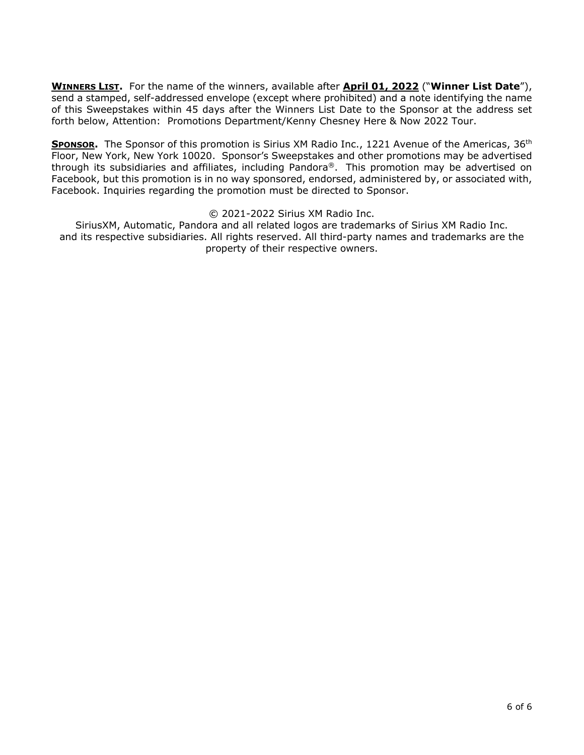**WINNERS LIST.** For the name of the winners, available after **April 01, 2022** ("**Winner List Date**"), send a stamped, self-addressed envelope (except where prohibited) and a note identifying the name of this Sweepstakes within 45 days after the Winners List Date to the Sponsor at the address set forth below, Attention: Promotions Department/Kenny Chesney Here & Now 2022 Tour.

**SPONSOR.** The Sponsor of this promotion is Sirius XM Radio Inc., 1221 Avenue of the Americas, 36th Floor, New York, New York 10020. Sponsor's Sweepstakes and other promotions may be advertised through its subsidiaries and affiliates, including Pandora®. This promotion may be advertised on Facebook, but this promotion is in no way sponsored, endorsed, administered by, or associated with, Facebook. Inquiries regarding the promotion must be directed to Sponsor.

© 2021-2022 Sirius XM Radio Inc.
SiriusXM, Automatic, Pandora and all related logos are trademarks of Sirius XM Radio Inc. and its respective subsidiaries. All rights reserved. All third-party names and trademarks are the property of their respective owners.